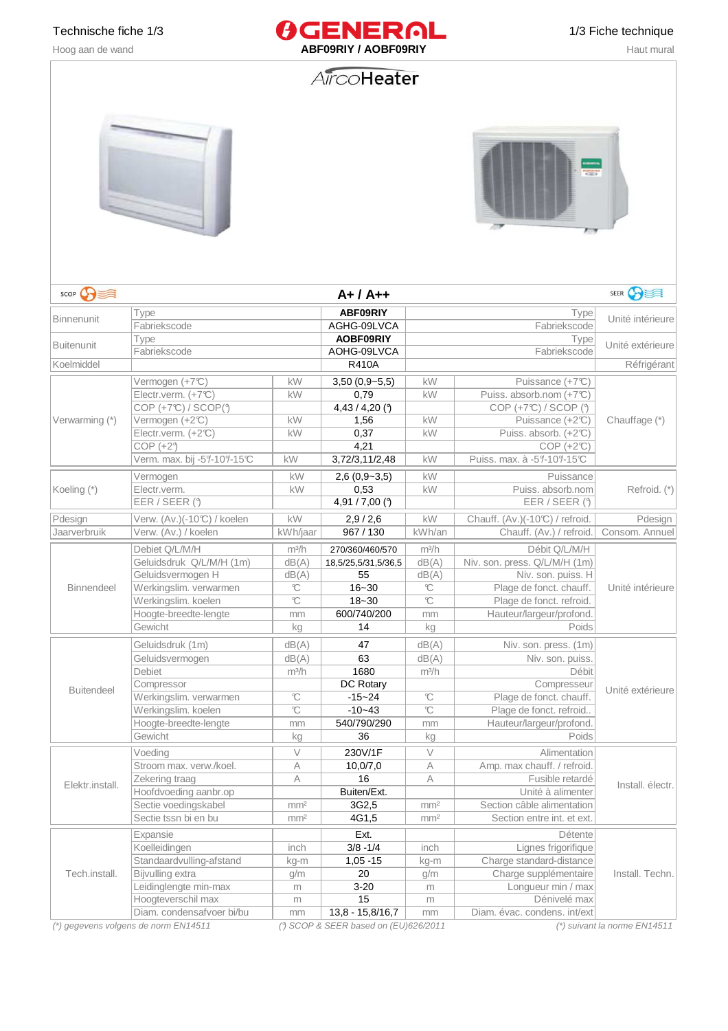Technische fiche 1/3

Hoog aan de wand

# GENERAL

**ABF09RIY / AOBF09RIY**

1/3 Fiche technique

Haut mural

## AircoHeater

| SCOP | | | **A+ / A++** | | | SEER |
|---|---|---|---|---|---|---|
| Binnenunit | Type | | **ABF09RIY** | | Type | Unité intérieure |
| | Fabriekscode | | AGHG-09LVCA | | Fabriekscode | |
| Buitenunit | Type | | **AOBF09RIY** | | Type | Unité extérieure |
| | Fabriekscode | | AOHG-09LVCA | | Fabriekscode | |
| Koelmiddel | | | R410A | | | Réfrigérant |
| Verwarming (*) | Vermogen (+7℃) | kW | 3,50 (0,9~5,5) | kW | Puissance (+7℃) | Chauffage (*) |
| | Electr.verm. (+7℃) | kW | 0,79 | kW | Puiss. absorb.nom (+7℃) | |
| | COP (+7℃) / SCOP(') | | 4,43 / 4,20 (') | | COP (+7℃) / SCOP (') | |
| | Vermogen (+2℃) | kW | 1,56 | kW | Puissance (+2℃) | |
| | Electr.verm. (+2℃) | kW | 0,37 | kW | Puiss. absorb. (+2℃) | |
| | COP (+2') | | 4,21 | | COP (+2℃) | |
| | Verm. max. bij -5'/-10'/-15℃ | kW | 3,72/3,11/2,48 | kW | Puiss. max. à -5'/-10'/-15℃ | |
| Koeling (*) | Vermogen | kW | 2,6 (0,9~3,5) | kW | Puissance | Refroid. (*) |
| | Electr.verm. | kW | 0,53 | kW | Puiss. absorb.nom | |
| | EER / SEER (') | | 4,91 / 7,00 (') | | EER / SEER (') | |
| Pdesign | Verw. (Av.)(-10℃) / koelen | kW | 2,9 / 2,6 | kW | Chauff. (Av.)(-10℃) / refroid. | Pdesign |
| Jaarverbruik | Verw. (Av.) / koelen | kWh/jaar | 967 / 130 | kWh/an | Chauff. (Av.) / refroid. | Consom. Annuel |
| Binnendeel | Debiet Q/L/M/H | m³/h | 270/360/460/570 | m³/h | Débit Q/L/M/H | Unité intérieure |
| | Geluidsdruk Q/L/M/H (1m) | dB(A) | 18,5/25,5/31,5/36,5 | dB(A) | Niv. son. press. Q/L/M/H (1m) | |
| | Geluidsvermogen H | dB(A) | 55 | dB(A) | Niv. son. puiss. H | |
| | Werkingslim. verwarmen | ℃ | 16~30 | ℃ | Plage de fonct. chauff. | |
| | Werkingslim. koelen | ℃ | 18~30 | ℃ | Plage de fonct. refroid. | |
| | Hoogte-breedte-lengte | mm | 600/740/200 | mm | Hauteur/largeur/profond. | |
| | Gewicht | kg | 14 | kg | Poids | |
| Buitendeel | Geluidsdruk (1m) | dB(A) | 47 | dB(A) | Niv. son. press. (1m) | Unité extérieure |
| | Geluidsvermogen | dB(A) | 63 | dB(A) | Niv. son. puiss. | |
| | Debiet | m³/h | 1680 | m³/h | Débit | |
| | Compressor | | DC Rotary | | Compresseur | |
| | Werkingslim. verwarmen | ℃ | -15~24 | ℃ | Plage de fonct. chauff. | |
| | Werkingslim. koelen | ℃ | -10~43 | ℃ | Plage de fonct. refroid.. | |
| | Hoogte-breedte-lengte | mm | 540/790/290 | mm | Hauteur/largeur/profond. | |
| | Gewicht | kg | 36 | kg | Poids | |
| Elektr.install. | Voeding | V | 230V/1F | V | Alimentation | Install. électr. |
| | Stroom max. verw./koel. | A | 10,0/7,0 | A | Amp. max chauff. / refroid. | |
| | Zekering traag | A | 16 | A | Fusible retardé | |
| | Hoofdvoeding aanbr.op | | Buiten/Ext. | | Unité à alimenter | |
| | Sectie voedingskabel | mm² | 3G2,5 | mm² | Section câble alimentation | |
| | Sectie tssn bi en bu | mm² | 4G1,5 | mm² | Section entre int. et ext. | |
| Tech.install. | Expansie | | Ext. | | Détente | Install. Techn. |
| | Koelleidingen | inch | 3/8 -1/4 | inch | Lignes frigorifique | |
| | Standaardvulling-afstand | kg-m | 1,05 -15 | kg-m | Charge standard-distance | |
| | Bijvulling extra | g/m | 20 | g/m | Charge supplémentaire | |
| | Leidinglengte min-max | m | 3-20 | m | Longueur min / max | |
| | Hoogteverschil max | m | 15 | m | Dénivelé max | |
| | Diam. condensafvoer bi/bu | mm | 13,8 - 15,8/16,7 | mm | Diam. évac. condens. int/ext | |

*(\*) gegevens volgens de norm EN14511* — *(') SCOP & SEER based on (EU)626/2011* — *(\*) suivant la norme EN14511*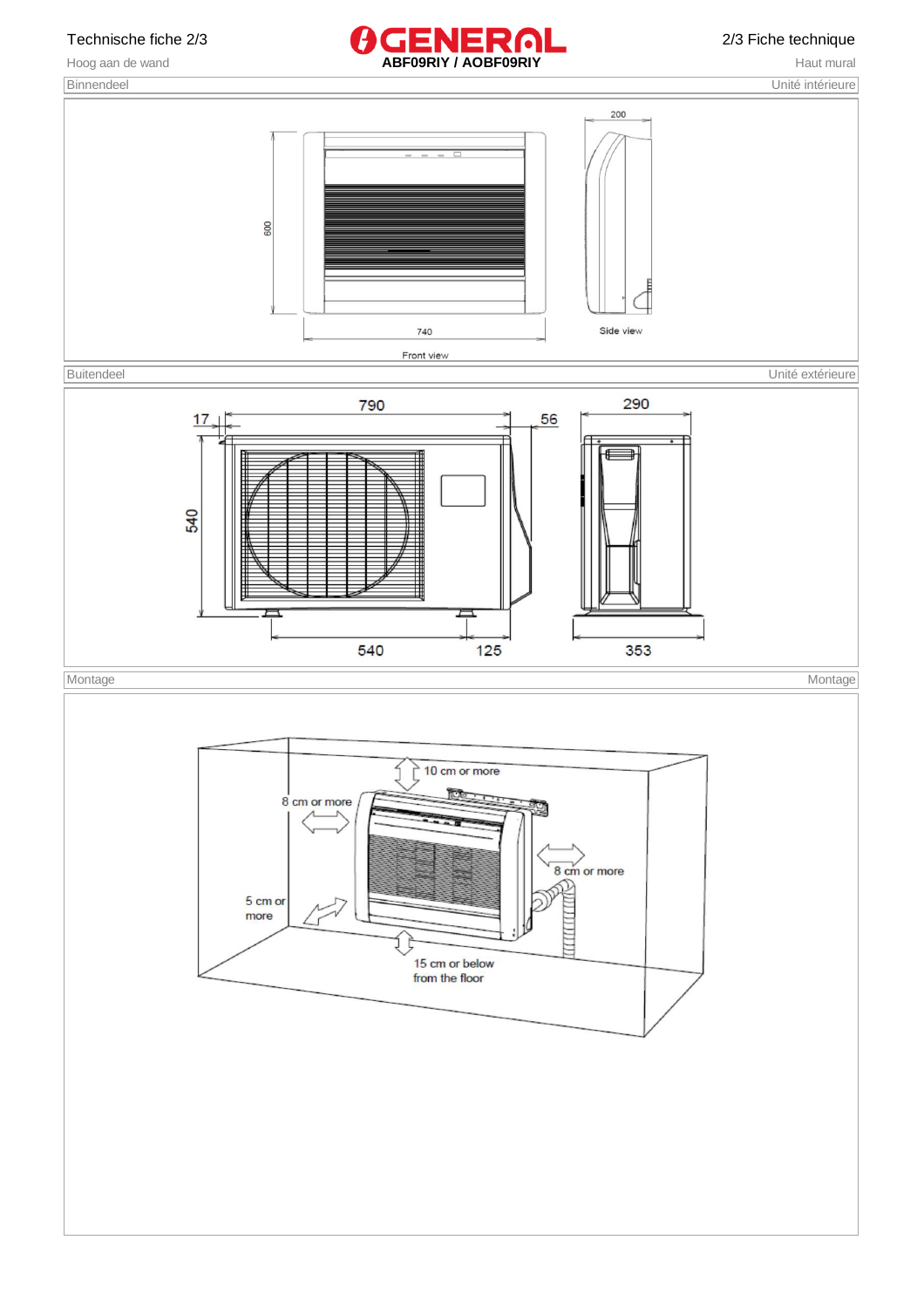Technische fiche 2/3

Hoog aan de wand

**GENERAL**
**ABF09RIY / AOBF09RIY**

2/3 Fiche technique

Haut mural

Binnendeel — Unité intérieure

600
740
Front view
200
Side view

Buitendeel — Unité extérieure

17
790
56
540
540
125
290
353

Montage — Montage

10 cm or more
8 cm or more
8 cm or more
5 cm or more
15 cm or below from the floor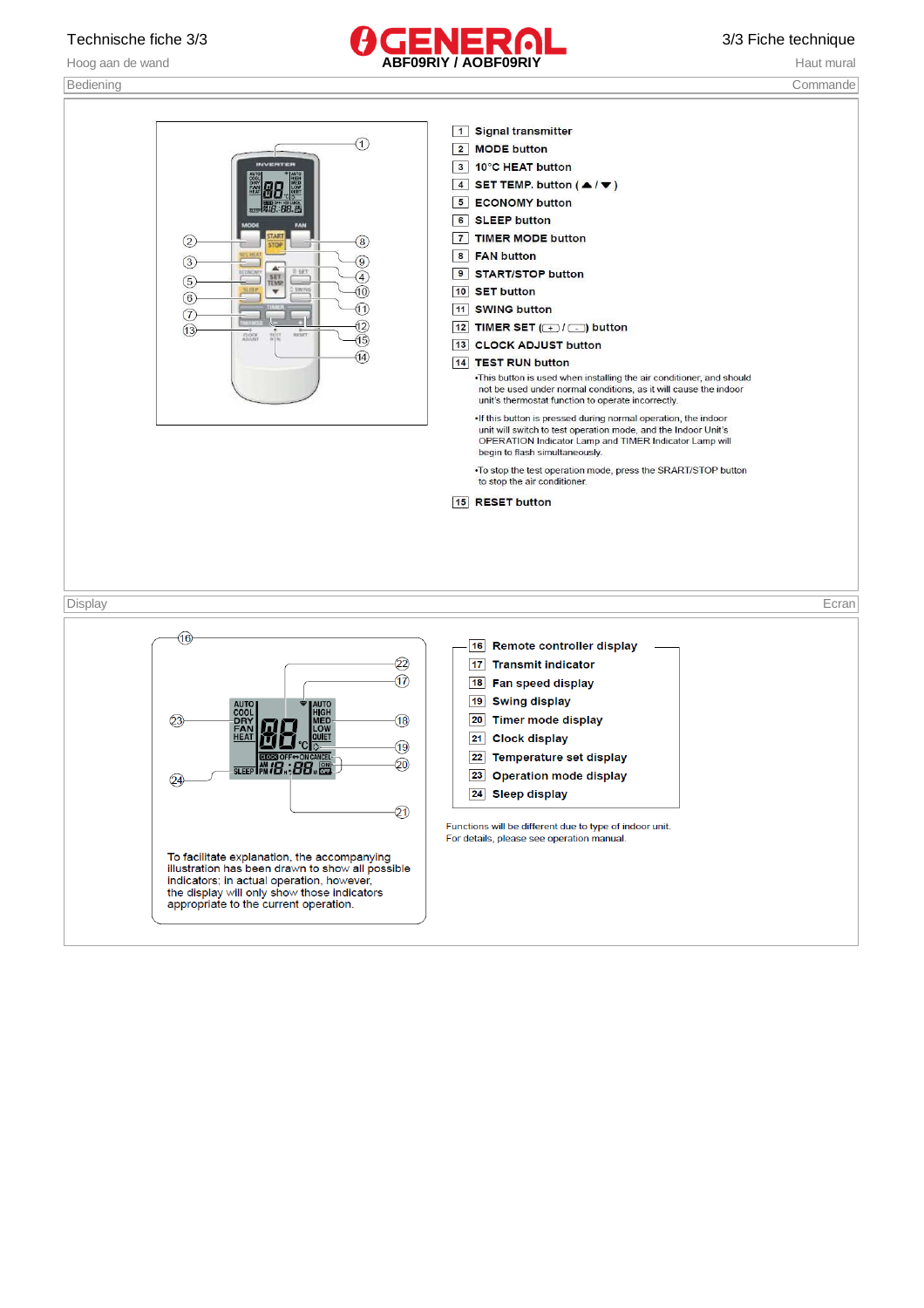Technische fiche 3/3 — GENERAL — 3/3 Fiche technique

ABF09RIY / AOBF09RIY

Hoog aan de wand — Haut mural

Bediening — Commande

1 **Signal transmitter**
2 **MODE button**
3 **10°C HEAT button**
4 **SET TEMP. button ( ▲ / ▼ )**
5 **ECONOMY button**
6 **SLEEP button**
7 **TIMER MODE button**
8 **FAN button**
9 **START/STOP button**
10 **SET button**
11 **SWING button**
12 **TIMER SET (+ / -) button**
13 **CLOCK ADJUST button**
14 **TEST RUN button**

- This button is used when installing the air conditioner, and should not be used under normal conditions, as it will cause the indoor unit's thermostat function to operate incorrectly.
- If this button is pressed during normal operation, the indoor unit will switch to test operation mode, and the Indoor Unit's OPERATION Indicator Lamp and TIMER Indicator Lamp will begin to flash simultaneously.
- To stop the test operation mode, press the SRART/STOP button to stop the air conditioner.

15 **RESET button**

Display — Ecran

16 **Remote controller display**
17 **Transmit indicator**
18 **Fan speed display**
19 **Swing display**
20 **Timer mode display**
21 **Clock display**
22 **Temperature set display**
23 **Operation mode display**
24 **Sleep display**

Functions will be different due to type of indoor unit.
For details, please see operation manual.

To facilitate explanation, the accompanying illustration has been drawn to show all possible indicators; in actual operation, however, the display will only show those indicators appropriate to the current operation.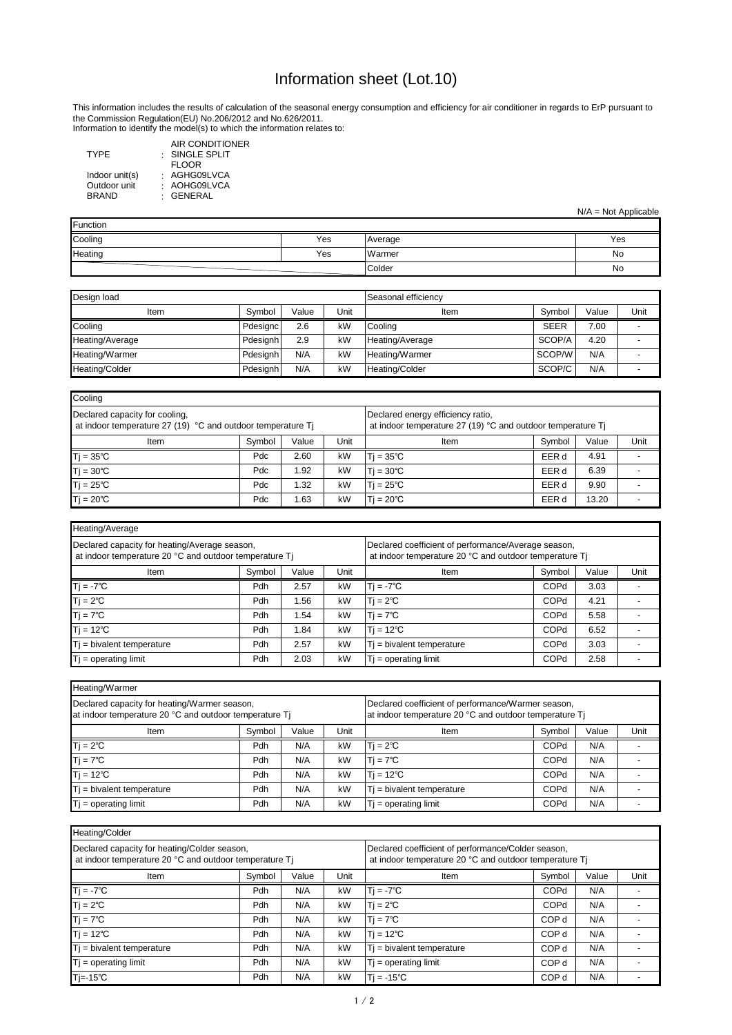# Information sheet (Lot.10)

This information includes the results of calculation of the seasonal energy consumption and efficiency for air conditioner in regards to ErP pursuant to the Commission Regulation(EU) No.206/2012 and No.626/2011.
Information to identify the model(s) to which the information relates to:

| | | |
|---|---|---|
| TYPE | : | AIR CONDITIONER SINGLE SPLIT FLOOR |
| Indoor unit(s) | : | AGHG09LVCA |
| Outdoor unit | : | AOHG09LVCA |
| BRAND | : | GENERAL |

N/A = Not Applicable

| Function | | | |
|---|---|---|---|
| Cooling | Yes | Average | Yes |
| Heating | Yes | Warmer | No |
| | | Colder | No |

| Design load | | | | Seasonal efficiency | | | |
|---|---|---|---|---|---|---|---|
| Item | Symbol | Value | Unit | Item | Symbol | Value | Unit |
| Cooling | Pdesignc | 2.6 | kW | Cooling | SEER | 7.00 | - |
| Heating/Average | Pdesignh | 2.9 | kW | Heating/Average | SCOP/A | 4.20 | - |
| Heating/Warmer | Pdesignh | N/A | kW | Heating/Warmer | SCOP/W | N/A | - |
| Heating/Colder | Pdesignh | N/A | kW | Heating/Colder | SCOP/C | N/A | - |

| Cooling | | | | | | | |
|---|---|---|---|---|---|---|---|
| Declared capacity for cooling, at indoor temperature 27 (19) °C and outdoor temperature Tj | | | | Declared energy efficiency ratio, at indoor temperature 27 (19) °C and outdoor temperature Tj | | | |
| Item | Symbol | Value | Unit | Item | Symbol | Value | Unit |
| Tj = 35℃ | Pdc | 2.60 | kW | Tj = 35℃ | EER d | 4.91 | - |
| Tj = 30℃ | Pdc | 1.92 | kW | Tj = 30℃ | EER d | 6.39 | - |
| Tj = 25℃ | Pdc | 1.32 | kW | Tj = 25℃ | EER d | 9.90 | - |
| Tj = 20℃ | Pdc | 1.63 | kW | Tj = 20℃ | EER d | 13.20 | - |

| Heating/Average | | | | | | | |
|---|---|---|---|---|---|---|---|
| Declared capacity for heating/Average season, at indoor temperature 20 °C and outdoor temperature Tj | | | | Declared coefficient of performance/Average season, at indoor temperature 20 °C and outdoor temperature Tj | | | |
| Item | Symbol | Value | Unit | Item | Symbol | Value | Unit |
| Tj = -7℃ | Pdh | 2.57 | kW | Tj = -7℃ | COPd | 3.03 | - |
| Tj = 2℃ | Pdh | 1.56 | kW | Tj = 2℃ | COPd | 4.21 | - |
| Tj = 7℃ | Pdh | 1.54 | kW | Tj = 7℃ | COPd | 5.58 | - |
| Tj = 12℃ | Pdh | 1.84 | kW | Tj = 12℃ | COPd | 6.52 | - |
| Tj = bivalent temperature | Pdh | 2.57 | kW | Tj = bivalent temperature | COPd | 3.03 | - |
| Tj = operating limit | Pdh | 2.03 | kW | Tj = operating limit | COPd | 2.58 | - |

| Heating/Warmer | | | | | | | |
|---|---|---|---|---|---|---|---|
| Declared capacity for heating/Warmer season, at indoor temperature 20 °C and outdoor temperature Tj | | | | Declared coefficient of performance/Warmer season, at indoor temperature 20 °C and outdoor temperature Tj | | | |
| Item | Symbol | Value | Unit | Item | Symbol | Value | Unit |
| Tj = 2℃ | Pdh | N/A | kW | Tj = 2℃ | COPd | N/A | - |
| Tj = 7℃ | Pdh | N/A | kW | Tj = 7℃ | COPd | N/A | - |
| Tj = 12℃ | Pdh | N/A | kW | Tj = 12℃ | COPd | N/A | - |
| Tj = bivalent temperature | Pdh | N/A | kW | Tj = bivalent temperature | COPd | N/A | - |
| Tj = operating limit | Pdh | N/A | kW | Tj = operating limit | COPd | N/A | - |

| Heating/Colder | | | | | | | |
|---|---|---|---|---|---|---|---|
| Declared capacity for heating/Colder season, at indoor temperature 20 °C and outdoor temperature Tj | | | | Declared coefficient of performance/Colder season, at indoor temperature 20 °C and outdoor temperature Tj | | | |
| Item | Symbol | Value | Unit | Item | Symbol | Value | Unit |
| Tj = -7℃ | Pdh | N/A | kW | Tj = -7℃ | COPd | N/A | - |
| Tj = 2℃ | Pdh | N/A | kW | Tj = 2℃ | COPd | N/A | - |
| Tj = 7℃ | Pdh | N/A | kW | Tj = 7℃ | COP d | N/A | - |
| Tj = 12℃ | Pdh | N/A | kW | Tj = 12℃ | COP d | N/A | - |
| Tj = bivalent temperature | Pdh | N/A | kW | Tj = bivalent temperature | COP d | N/A | - |
| Tj = operating limit | Pdh | N/A | kW | Tj = operating limit | COP d | N/A | - |
| Tj=-15℃ | Pdh | N/A | kW | Tj = -15℃ | COP d | N/A | - |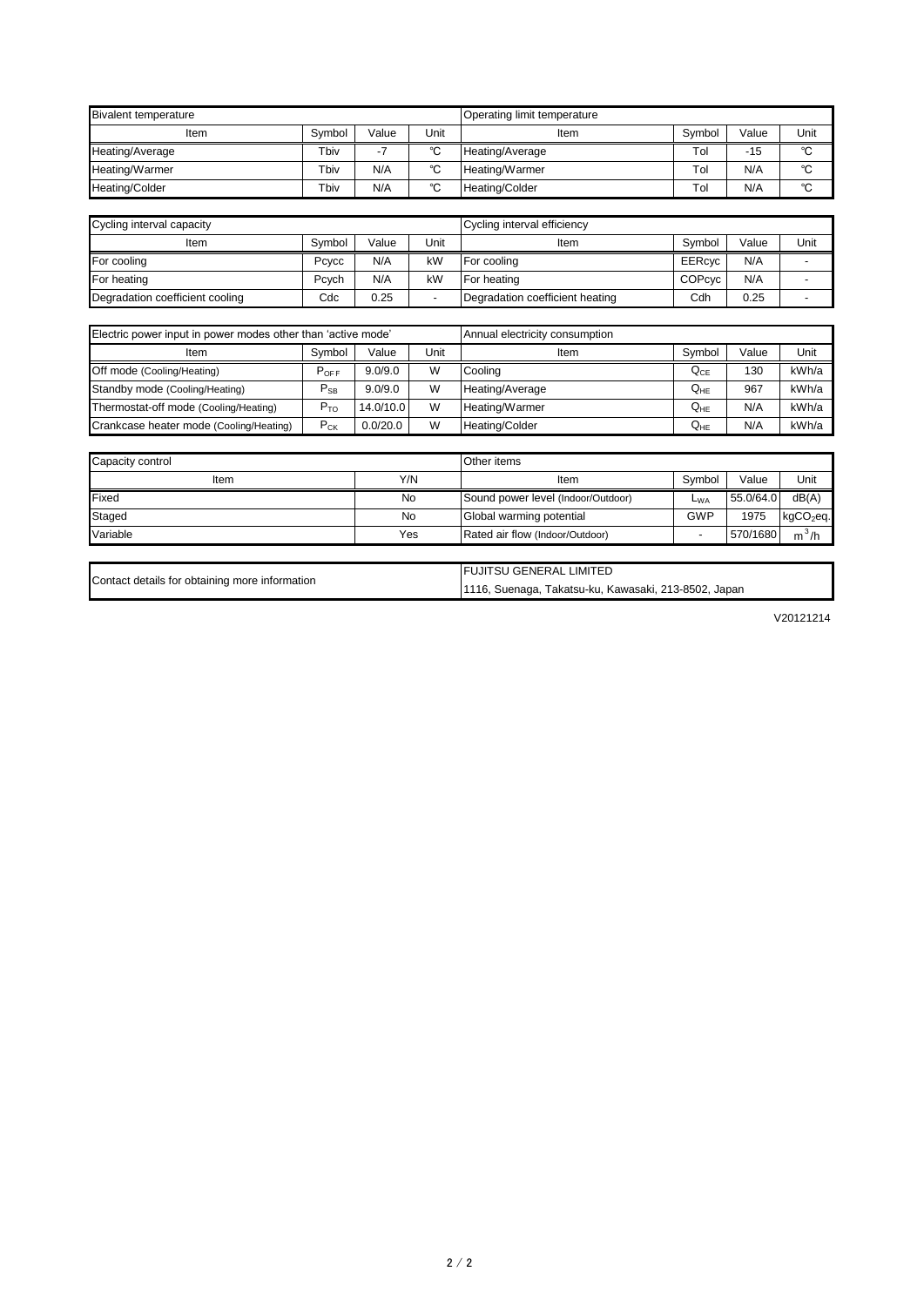| Bivalent temperature | | | | Operating limit temperature | | | |
|---|---|---|---|---|---|---|---|
| Item | Symbol | Value | Unit | Item | Symbol | Value | Unit |
| Heating/Average | Tbiv | -7 | ℃ | Heating/Average | Tol | -15 | ℃ |
| Heating/Warmer | Tbiv | N/A | ℃ | Heating/Warmer | Tol | N/A | ℃ |
| Heating/Colder | Tbiv | N/A | ℃ | Heating/Colder | Tol | N/A | ℃ |

| Cycling interval capacity | | | | Cycling interval efficiency | | | |
|---|---|---|---|---|---|---|---|
| Item | Symbol | Value | Unit | Item | Symbol | Value | Unit |
| For cooling | Pcycc | N/A | kW | For cooling | EERcyc | N/A | - |
| For heating | Pcych | N/A | kW | For heating | COPcyc | N/A | - |
| Degradation coefficient cooling | Cdc | 0.25 | - | Degradation coefficient heating | Cdh | 0.25 | - |

| Electric power input in power modes other than 'active mode' | | | | Annual electricity consumption | | | |
|---|---|---|---|---|---|---|---|
| Item | Symbol | Value | Unit | Item | Symbol | Value | Unit |
| Off mode (Cooling/Heating) | $P_{OFF}$ | 9.0/9.0 | W | Cooling | $Q_{CE}$ | 130 | kWh/a |
| Standby mode (Cooling/Heating) | $P_{SB}$ | 9.0/9.0 | W | Heating/Average | $Q_{HE}$ | 967 | kWh/a |
| Thermostat-off mode (Cooling/Heating) | $P_{TO}$ | 14.0/10.0 | W | Heating/Warmer | $Q_{HE}$ | N/A | kWh/a |
| Crankcase heater mode (Cooling/Heating) | $P_{CK}$ | 0.0/20.0 | W | Heating/Colder | $Q_{HE}$ | N/A | kWh/a |

| Capacity control | | Other items | | | |
|---|---|---|---|---|---|
| Item | Y/N | Item | Symbol | Value | Unit |
| Fixed | No | Sound power level (Indoor/Outdoor) | $L_{WA}$ | 55.0/64.0 | dB(A) |
| Staged | No | Global warming potential | GWP | 1975 | $kgCO_2eq.$ |
| Variable | Yes | Rated air flow (Indoor/Outdoor) | - | 570/1680 | $m^3/h$ |

| | |
|---|---|
| Contact details for obtaining more information | FUJITSU GENERAL LIMITED<br>1116, Suenaga, Takatsu-ku, Kawasaki, 213-8502, Japan |

V20121214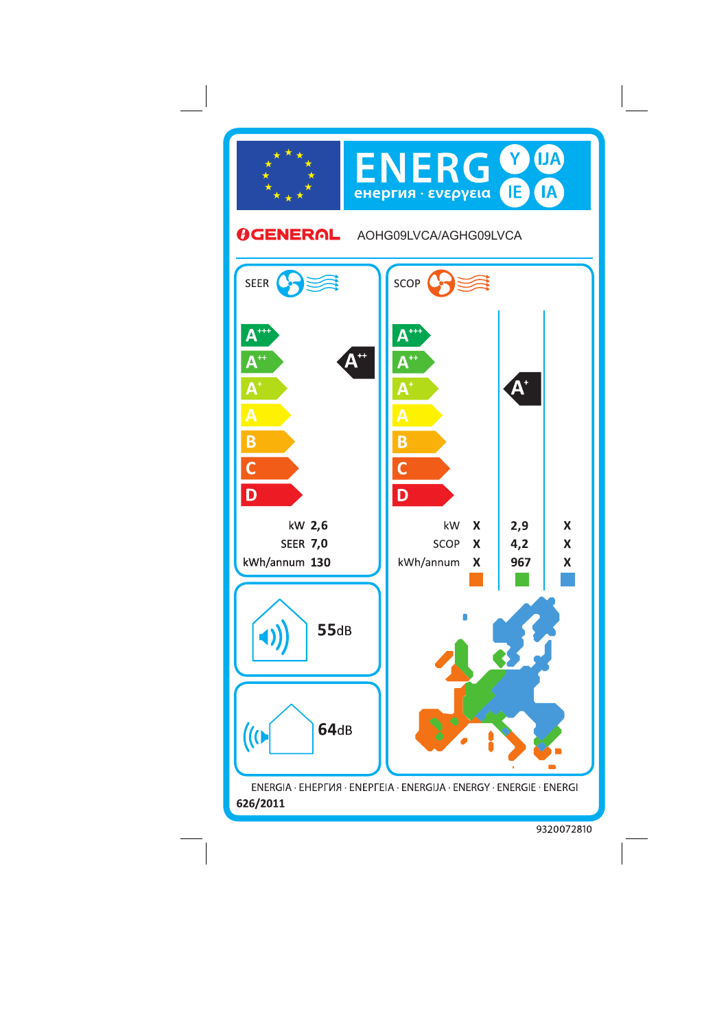ENERG Y IJA IE IA

енергия · ενεργεια

GENERAL AOHG09LVCA/AGHG09LVCA

SEER

A+++
A++
A+
A
B
C
D

A++

| | |
|---|---|
| kW | 2,6 |
| SEER | 7,0 |
| kWh/annum | 130 |

SCOP

A+++
A++
A+
A
B
C
D

A+

| | | | |
|---|---|---|---|
| kW | X | 2,9 | X |
| SCOP | X | 4,2 | X |
| kWh/annum | X | 967 | X |

55dB

64dB

ENERGIA · ЕНЕРГИЯ · ΕΝΕΡΓΕΙΑ · ENERGIJA · ENERGY · ENERGIE · ENERGI

626/2011

9320072810